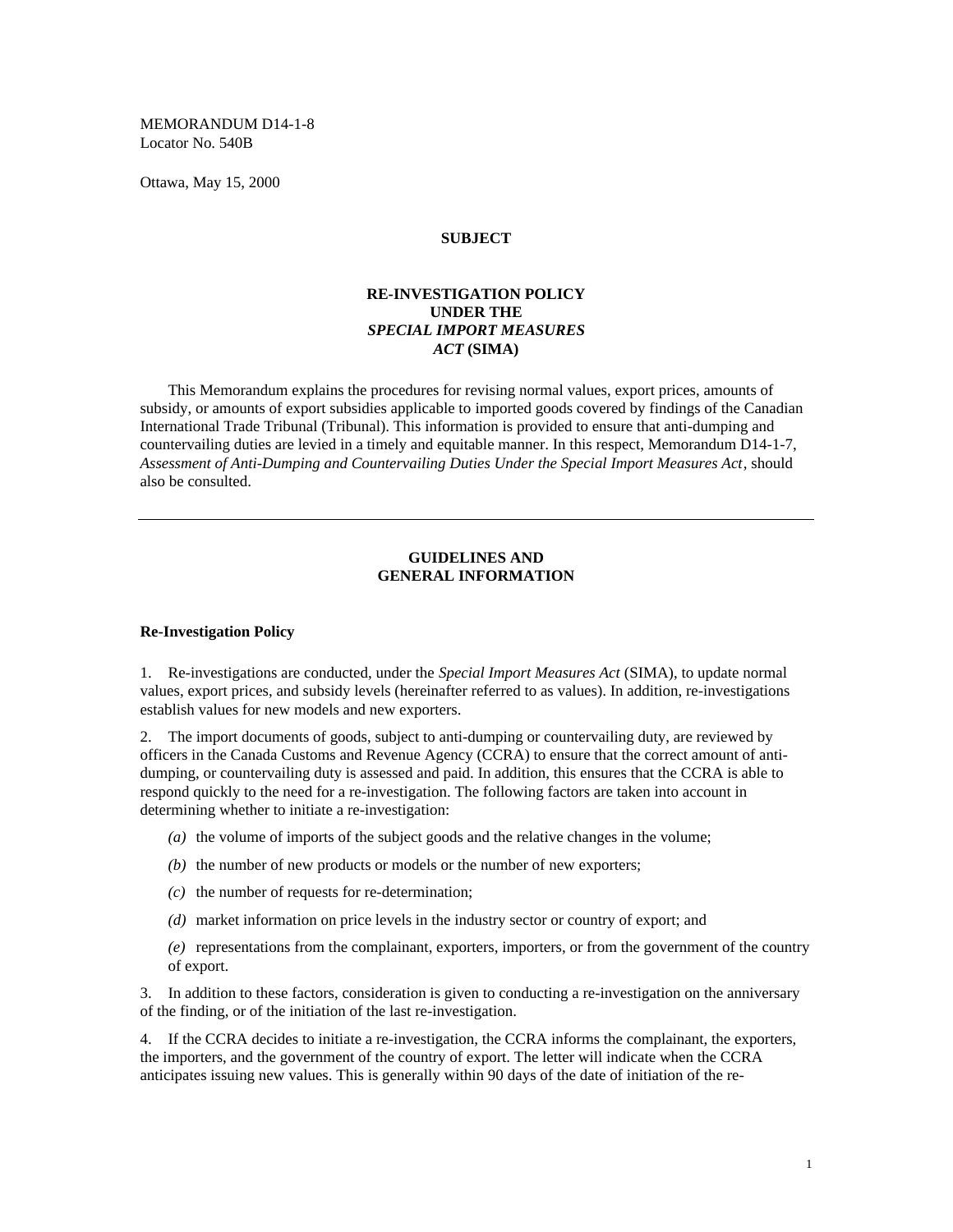MEMORANDUM D14-1-8
Locator No. 540B

Ottawa, May 15, 2000

## SUBJECT

## RE-INVESTIGATION POLICY UNDER THE *SPECIAL IMPORT MEASURES ACT* (SIMA)

This Memorandum explains the procedures for revising normal values, export prices, amounts of subsidy, or amounts of export subsidies applicable to imported goods covered by findings of the Canadian International Trade Tribunal (Tribunal). This information is provided to ensure that anti-dumping and countervailing duties are levied in a timely and equitable manner. In this respect, Memorandum D14-1-7, *Assessment of Anti-Dumping and Countervailing Duties Under the Special Import Measures Act*, should also be consulted.

---

## GUIDELINES AND GENERAL INFORMATION

### Re-Investigation Policy

1. Re-investigations are conducted, under the *Special Import Measures Act* (SIMA), to update normal values, export prices, and subsidy levels (hereinafter referred to as values). In addition, re-investigations establish values for new models and new exporters.

2. The import documents of goods, subject to anti-dumping or countervailing duty, are reviewed by officers in the Canada Customs and Revenue Agency (CCRA) to ensure that the correct amount of anti-dumping, or countervailing duty is assessed and paid. In addition, this ensures that the CCRA is able to respond quickly to the need for a re-investigation. The following factors are taken into account in determining whether to initiate a re-investigation:

*(a)* the volume of imports of the subject goods and the relative changes in the volume;

*(b)* the number of new products or models or the number of new exporters;

*(c)* the number of requests for re-determination;

*(d)* market information on price levels in the industry sector or country of export; and

*(e)* representations from the complainant, exporters, importers, or from the government of the country of export.

3. In addition to these factors, consideration is given to conducting a re-investigation on the anniversary of the finding, or of the initiation of the last re-investigation.

4. If the CCRA decides to initiate a re-investigation, the CCRA informs the complainant, the exporters, the importers, and the government of the country of export. The letter will indicate when the CCRA anticipates issuing new values. This is generally within 90 days of the date of initiation of the re-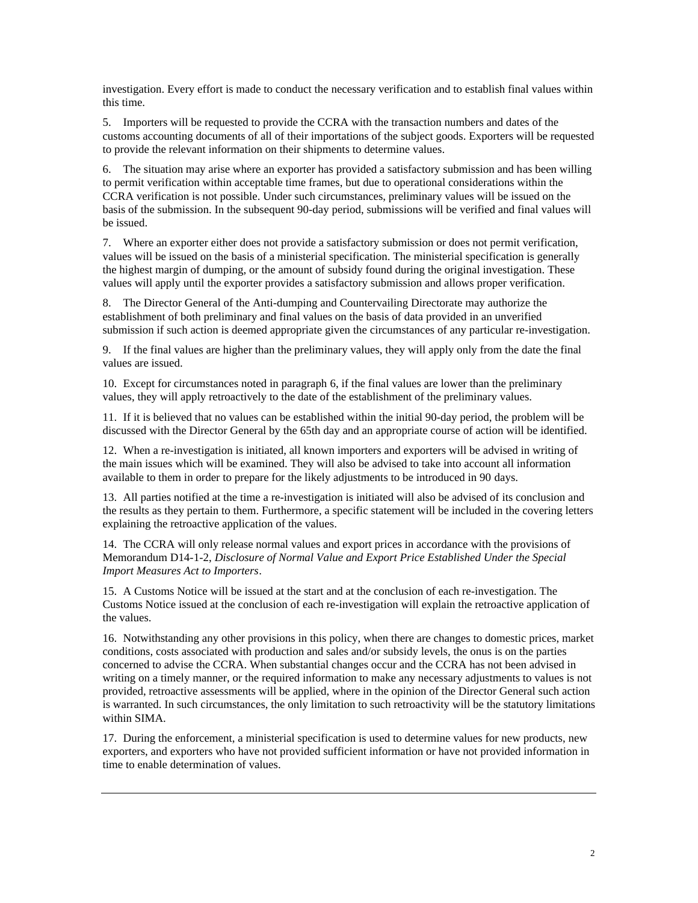investigation. Every effort is made to conduct the necessary verification and to establish final values within this time.

5. Importers will be requested to provide the CCRA with the transaction numbers and dates of the customs accounting documents of all of their importations of the subject goods. Exporters will be requested to provide the relevant information on their shipments to determine values.

6. The situation may arise where an exporter has provided a satisfactory submission and has been willing to permit verification within acceptable time frames, but due to operational considerations within the CCRA verification is not possible. Under such circumstances, preliminary values will be issued on the basis of the submission. In the subsequent 90-day period, submissions will be verified and final values will be issued.

7. Where an exporter either does not provide a satisfactory submission or does not permit verification, values will be issued on the basis of a ministerial specification. The ministerial specification is generally the highest margin of dumping, or the amount of subsidy found during the original investigation. These values will apply until the exporter provides a satisfactory submission and allows proper verification.

8. The Director General of the Anti-dumping and Countervailing Directorate may authorize the establishment of both preliminary and final values on the basis of data provided in an unverified submission if such action is deemed appropriate given the circumstances of any particular re-investigation.

9. If the final values are higher than the preliminary values, they will apply only from the date the final values are issued.

10. Except for circumstances noted in paragraph 6, if the final values are lower than the preliminary values, they will apply retroactively to the date of the establishment of the preliminary values.

11. If it is believed that no values can be established within the initial 90-day period, the problem will be discussed with the Director General by the 65th day and an appropriate course of action will be identified.

12. When a re-investigation is initiated, all known importers and exporters will be advised in writing of the main issues which will be examined. They will also be advised to take into account all information available to them in order to prepare for the likely adjustments to be introduced in 90 days.

13. All parties notified at the time a re-investigation is initiated will also be advised of its conclusion and the results as they pertain to them. Furthermore, a specific statement will be included in the covering letters explaining the retroactive application of the values.

14. The CCRA will only release normal values and export prices in accordance with the provisions of Memorandum D14-1-2, *Disclosure of Normal Value and Export Price Established Under the Special Import Measures Act to Importers*.

15. A Customs Notice will be issued at the start and at the conclusion of each re-investigation. The Customs Notice issued at the conclusion of each re-investigation will explain the retroactive application of the values.

16. Notwithstanding any other provisions in this policy, when there are changes to domestic prices, market conditions, costs associated with production and sales and/or subsidy levels, the onus is on the parties concerned to advise the CCRA. When substantial changes occur and the CCRA has not been advised in writing on a timely manner, or the required information to make any necessary adjustments to values is not provided, retroactive assessments will be applied, where in the opinion of the Director General such action is warranted. In such circumstances, the only limitation to such retroactivity will be the statutory limitations within SIMA.

17. During the enforcement, a ministerial specification is used to determine values for new products, new exporters, and exporters who have not provided sufficient information or have not provided information in time to enable determination of values.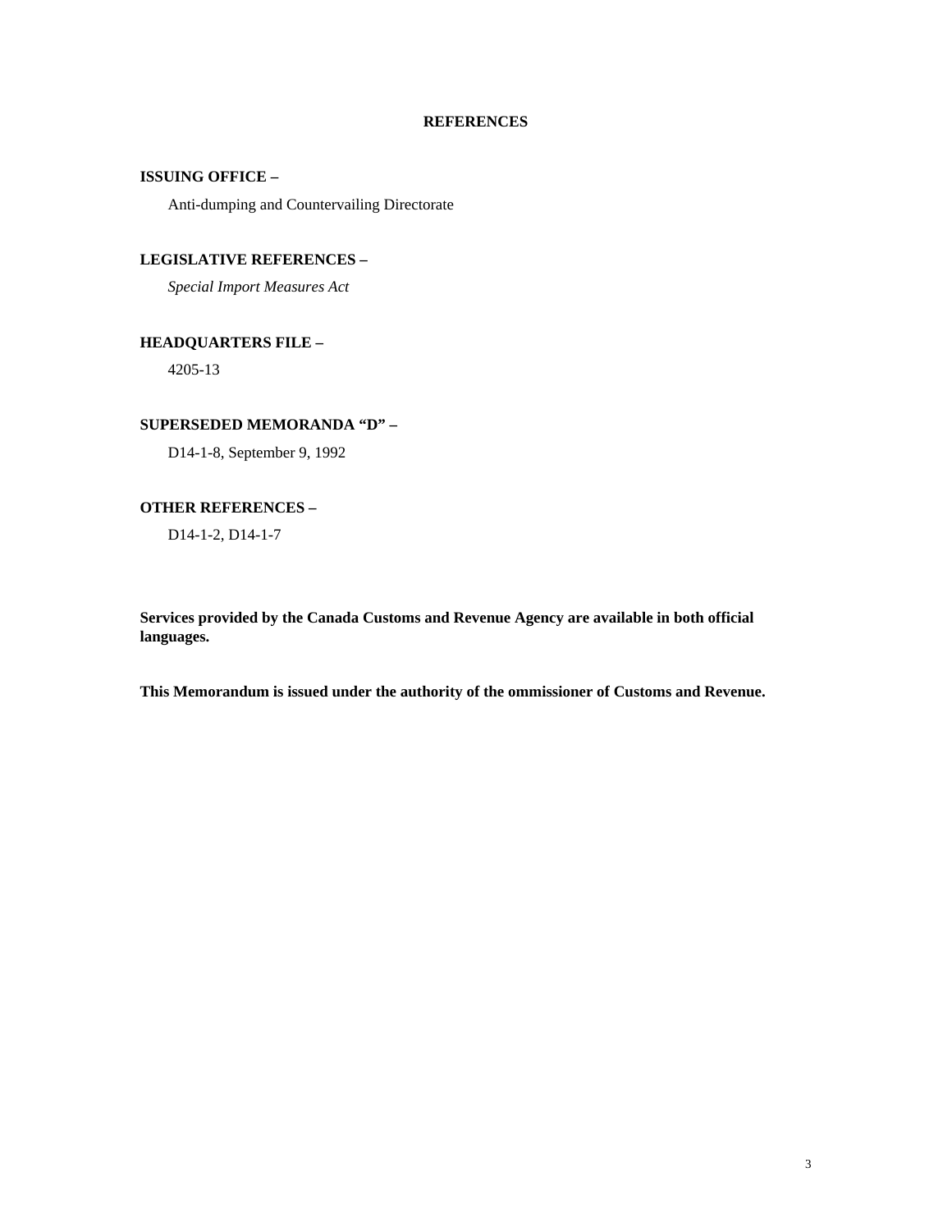## REFERENCES

**ISSUING OFFICE –**

Anti-dumping and Countervailing Directorate

**LEGISLATIVE REFERENCES –**

*Special Import Measures Act*

**HEADQUARTERS FILE –**

4205-13

**SUPERSEDED MEMORANDA "D" –**

D14-1-8, September 9, 1992

**OTHER REFERENCES –**

D14-1-2, D14-1-7

**Services provided by the Canada Customs and Revenue Agency are available in both official languages.**

**This Memorandum is issued under the authority of the ommissioner of Customs and Revenue.**